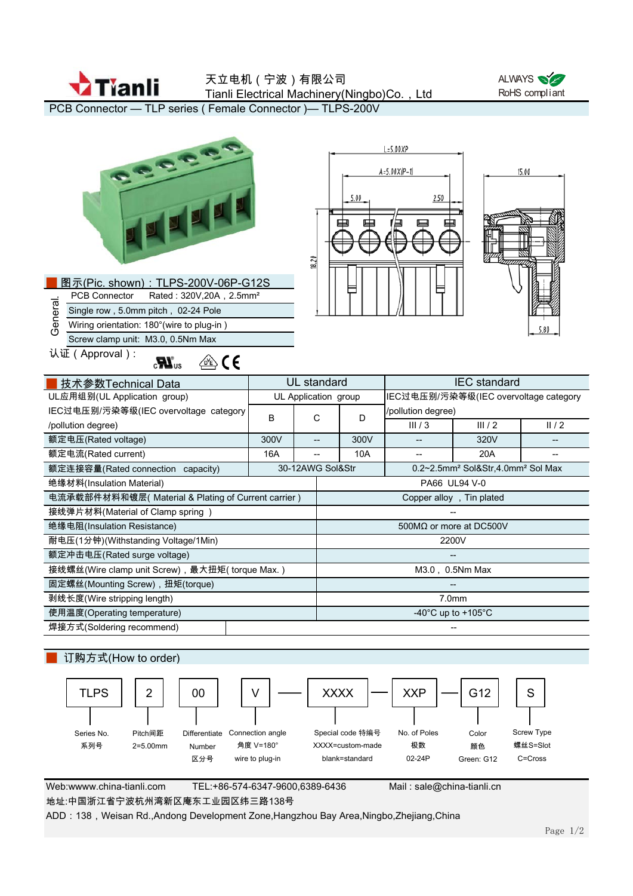# 天立电机（宁波）有限公司

Tianli Electrical Machinery(Ningbo)Co.，Ltd

ALWAYS RoHS compliant

## PCB Connector — TLP series ( Female Connector )— TLPS-200V

L=5.00XP

A=5.00X(P-1)

5.00　2.50　15.00　18.20　5.80

### 图示(Pic. shown)：TLPS-200V-06P-G12S

**General.**

- PCB Connector　Rated : 320V,20A，2.5mm²
- Single row，5.0mm pitch，02-24 Pole
- Wiring orientation: 180°(wire to plug-in )
- Screw clamp unit: M3.0, 0.5Nm Max

认证（Approval）:

## 技术参数Technical Data

| 技术参数Technical Data | UL standard | | | IEC standard | | |
|---|---|---|---|---|---|---|
| UL应用组别(UL Application group) | UL Application group | | | IEC过电压别/污染等级(IEC overvoltage category /pollution degree) | | |
| IEC过电压别/污染等级(IEC overvoltage category /pollution degree) | B | C | D | III / 3 | III / 2 | II / 2 |
| 额定电压(Rated voltage) | 300V | -- | 300V | -- | 320V | -- |
| 额定电流(Rated current) | 16A | -- | 10A | -- | 20A | -- |
| 额定连接容量(Rated connection capacity) | 30-12AWG Sol&Str | | | 0.2~2.5mm² Sol&Str,4.0mm² Sol Max | | |
| 绝缘材料(Insulation Material) | PA66 UL94 V-0 | | | | | |
| 电流承载部件材料和镀层( Material & Plating of Current carrier ) | Copper alloy，Tin plated | | | | | |
| 接线弹片材料(Material of Clamp spring ) | -- | | | | | |
| 绝缘电阻(Insulation Resistance) | 500MΩ or more at DC500V | | | | | |
| 耐电压(1分钟)(Withstanding Voltage/1Min) | 2200V | | | | | |
| 额定冲击电压(Rated surge voltage) | -- | | | | | |
| 接线螺丝(Wire clamp unit Screw)，最大扭矩( torque Max. ) | M3.0， 0.5Nm Max | | | | | |
| 固定螺丝(Mounting Screw)，扭矩(torque) | -- | | | | | |
| 剥线长度(Wire stripping length) | 7.0mm | | | | | |
| 使用温度(Operating temperature) | -40°C up to +105°C | | | | | |
| 焊接方式(Soldering recommend) | -- | | | | | |

## 订购方式(How to order)

TLPS　2　00　V — XXXX — XXP — G12　S

| Code | Description |
|---|---|
| TLPS | Series No. 系列号 |
| 2 | Pitch间距 2=5.00mm |
| 00 | Differentiate Number 区分号 |
| V | Connection angle 角度 V=180° wire to plug-in |
| XXXX | Special code 特编号 XXXX=custom-made blank=standard |
| XXP | No. of Poles 极数 02-24P |
| G12 | Color 颜色 Green: G12 |
| S | Screw Type 螺丝S=Slot C=Cross |

Web:wwww.china-tianli.com　TEL:+86-574-6347-9600,6389-6436　Mail : sale@china-tianli.cn

地址:中国浙江省宁波杭州湾新区庵东工业园区纬三路138号

ADD：138，Weisan Rd.,Andong Development Zone,Hangzhou Bay Area,Ningbo,Zhejiang,China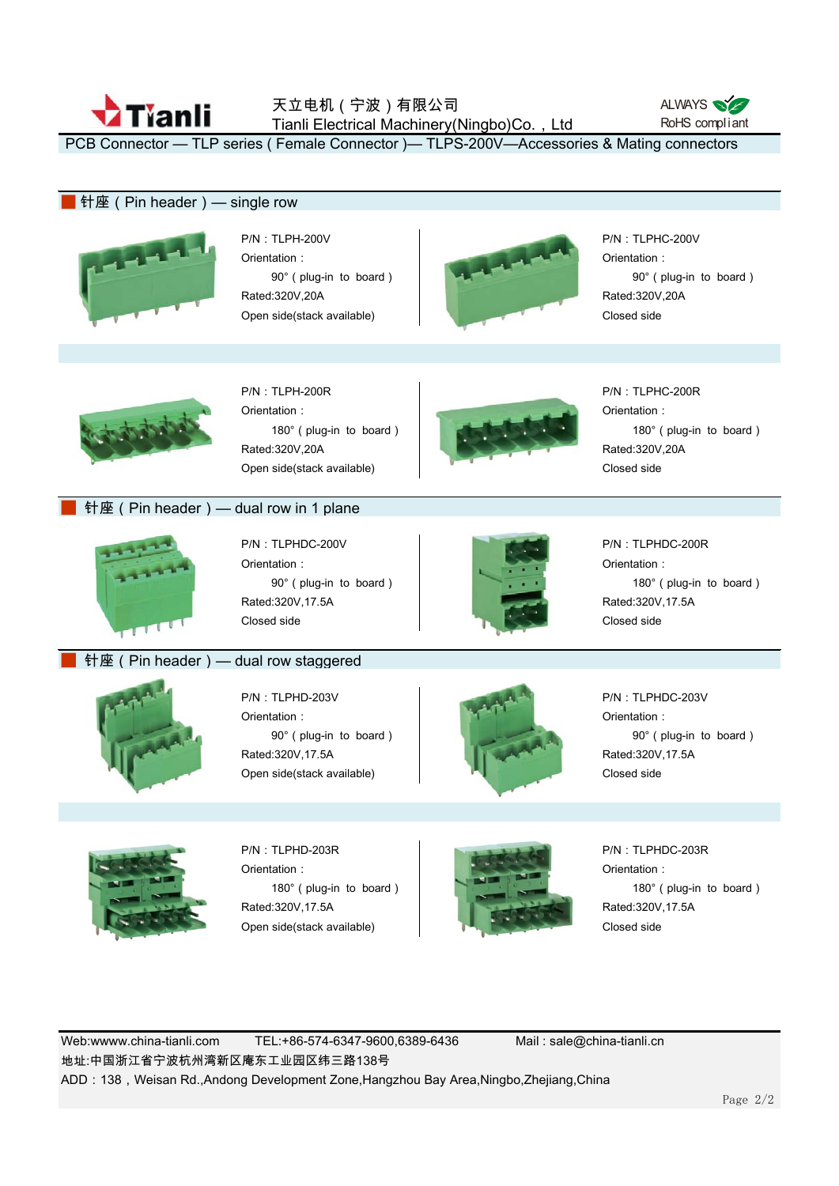天立电机（宁波）有限公司
Tianli Electrical Machinery(Ningbo)Co.，Ltd

ALWAYS RoHS compliant

PCB Connector — TLP series ( Female Connector )— TLPS-200V—Accessories & Mating connectors

## 针座 ( Pin header ) — single row

P/N：TLPH-200V
Orientation：
90° ( plug-in to board )
Rated:320V,20A
Open side(stack available)

P/N：TLPHC-200V
Orientation：
90° ( plug-in to board )
Rated:320V,20A
Closed side

P/N：TLPH-200R
Orientation：
180° ( plug-in to board )
Rated:320V,20A
Open side(stack available)

P/N：TLPHC-200R
Orientation：
180° ( plug-in to board )
Rated:320V,20A
Closed side

## 针座 ( Pin header ) — dual row in 1 plane

P/N：TLPHDC-200V
Orientation：
90° ( plug-in to board )
Rated:320V,17.5A
Closed side

P/N：TLPHDC-200R
Orientation：
180° ( plug-in to board )
Rated:320V,17.5A
Closed side

## 针座 ( Pin header ) — dual row staggered

P/N：TLPHD-203V
Orientation：
90° ( plug-in to board )
Rated:320V,17.5A
Open side(stack available)

P/N：TLPHDC-203V
Orientation：
90° ( plug-in to board )
Rated:320V,17.5A
Closed side

P/N：TLPHD-203R
Orientation：
180° ( plug-in to board )
Rated:320V,17.5A
Open side(stack available)

P/N：TLPHDC-203R
Orientation：
180° ( plug-in to board )
Rated:320V,17.5A
Closed side

Web:wwww.china-tianli.com TEL:+86-574-6347-9600,6389-6436 Mail : sale@china-tianli.cn
地址:中国浙江省宁波杭州湾新区庵东工业园区纬三路138号
ADD：138，Weisan Rd.,Andong Development Zone,Hangzhou Bay Area,Ningbo,Zhejiang,China